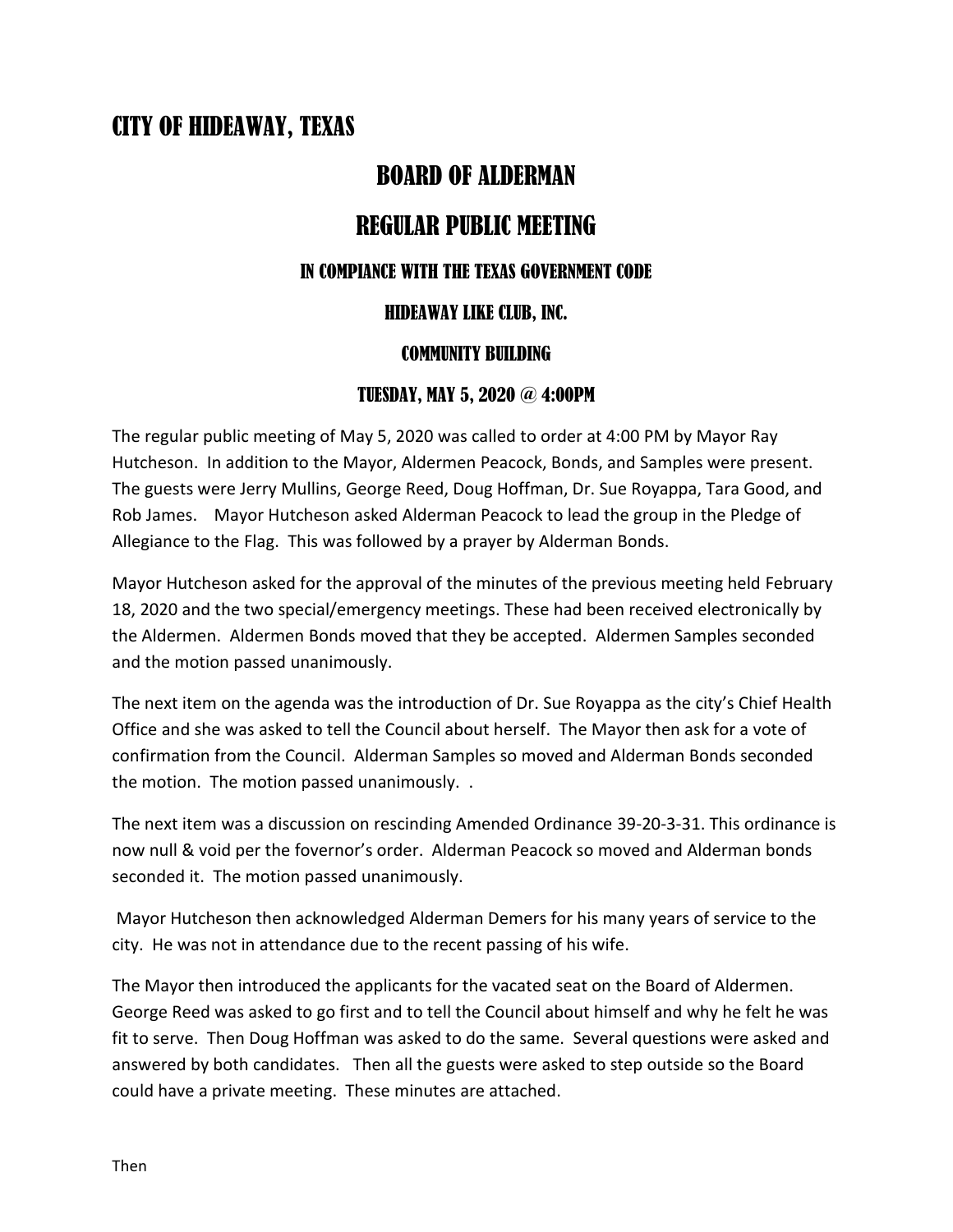# CITY OF HIDEAWAY, TEXAS

## BOARD OF ALDERMAN

## REGULAR PUBLIC MEETING

### IN COMPIANCE WITH THE TEXAS GOVERNMENT CODE

### HIDEAWAY LIKE CLUB, INC.

### COMMUNITY BUILDING

### TUESDAY, MAY 5, 2020 @ 4:00PM

The regular public meeting of May 5, 2020 was called to order at 4:00 PM by Mayor Ray Hutcheson. In addition to the Mayor, Aldermen Peacock, Bonds, and Samples were present. The guests were Jerry Mullins, George Reed, Doug Hoffman, Dr. Sue Royappa, Tara Good, and Rob James. Mayor Hutcheson asked Alderman Peacock to lead the group in the Pledge of Allegiance to the Flag. This was followed by a prayer by Alderman Bonds.

Mayor Hutcheson asked for the approval of the minutes of the previous meeting held February 18, 2020 and the two special/emergency meetings. These had been received electronically by the Aldermen. Aldermen Bonds moved that they be accepted. Aldermen Samples seconded and the motion passed unanimously.

The next item on the agenda was the introduction of Dr. Sue Royappa as the city's Chief Health Office and she was asked to tell the Council about herself. The Mayor then ask for a vote of confirmation from the Council. Alderman Samples so moved and Alderman Bonds seconded the motion. The motion passed unanimously. .

The next item was a discussion on rescinding Amended Ordinance 39-20-3-31. This ordinance is now null & void per the fovernor's order. Alderman Peacock so moved and Alderman bonds seconded it. The motion passed unanimously.

Mayor Hutcheson then acknowledged Alderman Demers for his many years of service to the city. He was not in attendance due to the recent passing of his wife.

The Mayor then introduced the applicants for the vacated seat on the Board of Aldermen. George Reed was asked to go first and to tell the Council about himself and why he felt he was fit to serve. Then Doug Hoffman was asked to do the same. Several questions were asked and answered by both candidates. Then all the guests were asked to step outside so the Board could have a private meeting. These minutes are attached.

Then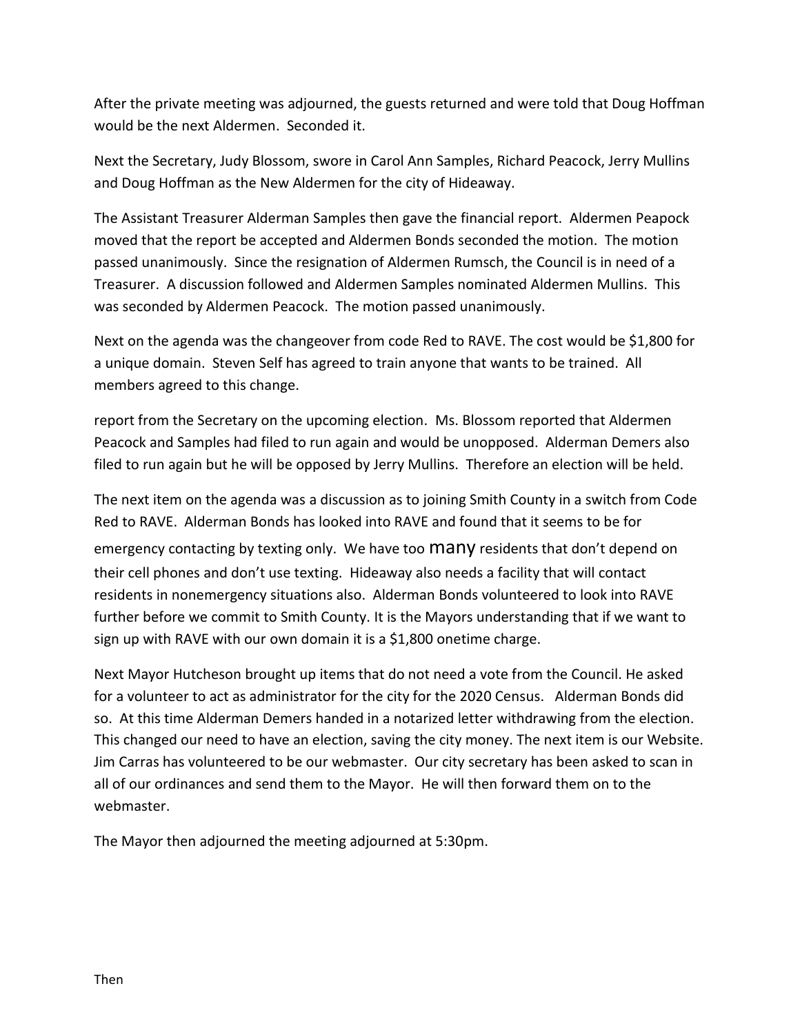After the private meeting was adjourned, the guests returned and were told that Doug Hoffman would be the next Aldermen. Seconded it.

Next the Secretary, Judy Blossom, swore in Carol Ann Samples, Richard Peacock, Jerry Mullins and Doug Hoffman as the New Aldermen for the city of Hideaway.

The Assistant Treasurer Alderman Samples then gave the financial report. Aldermen Peapock moved that the report be accepted and Aldermen Bonds seconded the motion. The motion passed unanimously. Since the resignation of Aldermen Rumsch, the Council is in need of a Treasurer. A discussion followed and Aldermen Samples nominated Aldermen Mullins. This was seconded by Aldermen Peacock. The motion passed unanimously.

Next on the agenda was the changeover from code Red to RAVE. The cost would be $1,800 for a unique domain. Steven Self has agreed to train anyone that wants to be trained. All members agreed to this change.

report from the Secretary on the upcoming election. Ms. Blossom reported that Aldermen Peacock and Samples had filed to run again and would be unopposed. Alderman Demers also filed to run again but he will be opposed by Jerry Mullins. Therefore an election will be held.

The next item on the agenda was a discussion as to joining Smith County in a switch from Code Red to RAVE. Alderman Bonds has looked into RAVE and found that it seems to be for emergency contacting by texting only. We have too many residents that don't depend on their cell phones and don't use texting. Hideaway also needs a facility that will contact residents in nonemergency situations also. Alderman Bonds volunteered to look into RAVE further before we commit to Smith County. It is the Mayors understanding that if we want to sign up with RAVE with our own domain it is a $1,800 onetime charge.

Next Mayor Hutcheson brought up items that do not need a vote from the Council. He asked for a volunteer to act as administrator for the city for the 2020 Census. Alderman Bonds did so. At this time Alderman Demers handed in a notarized letter withdrawing from the election. This changed our need to have an election, saving the city money. The next item is our Website. Jim Carras has volunteered to be our webmaster. Our city secretary has been asked to scan in all of our ordinances and send them to the Mayor. He will then forward them on to the webmaster.

The Mayor then adjourned the meeting adjourned at 5:30pm.

Then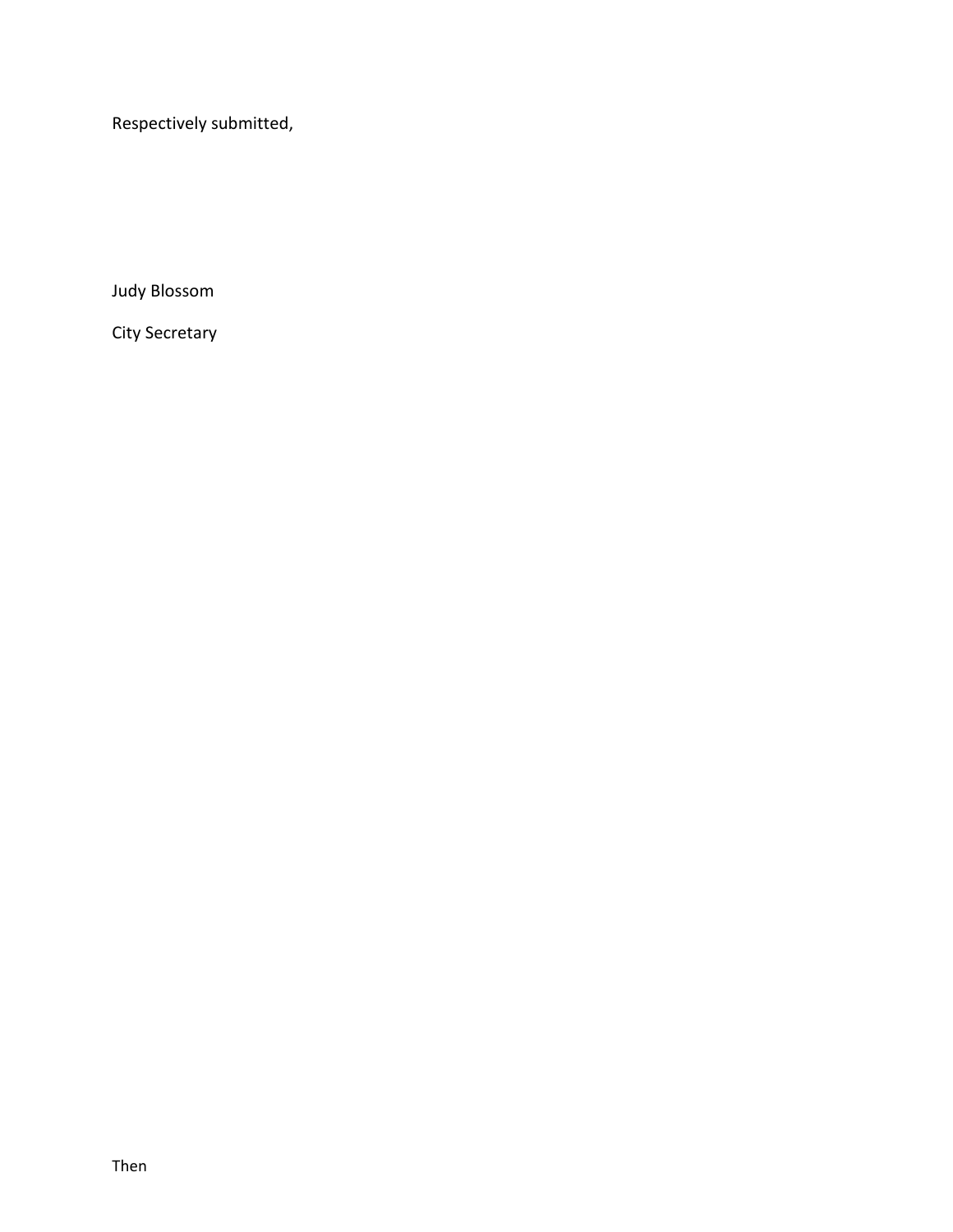Respectively submitted,

Judy Blossom

City Secretary

Then